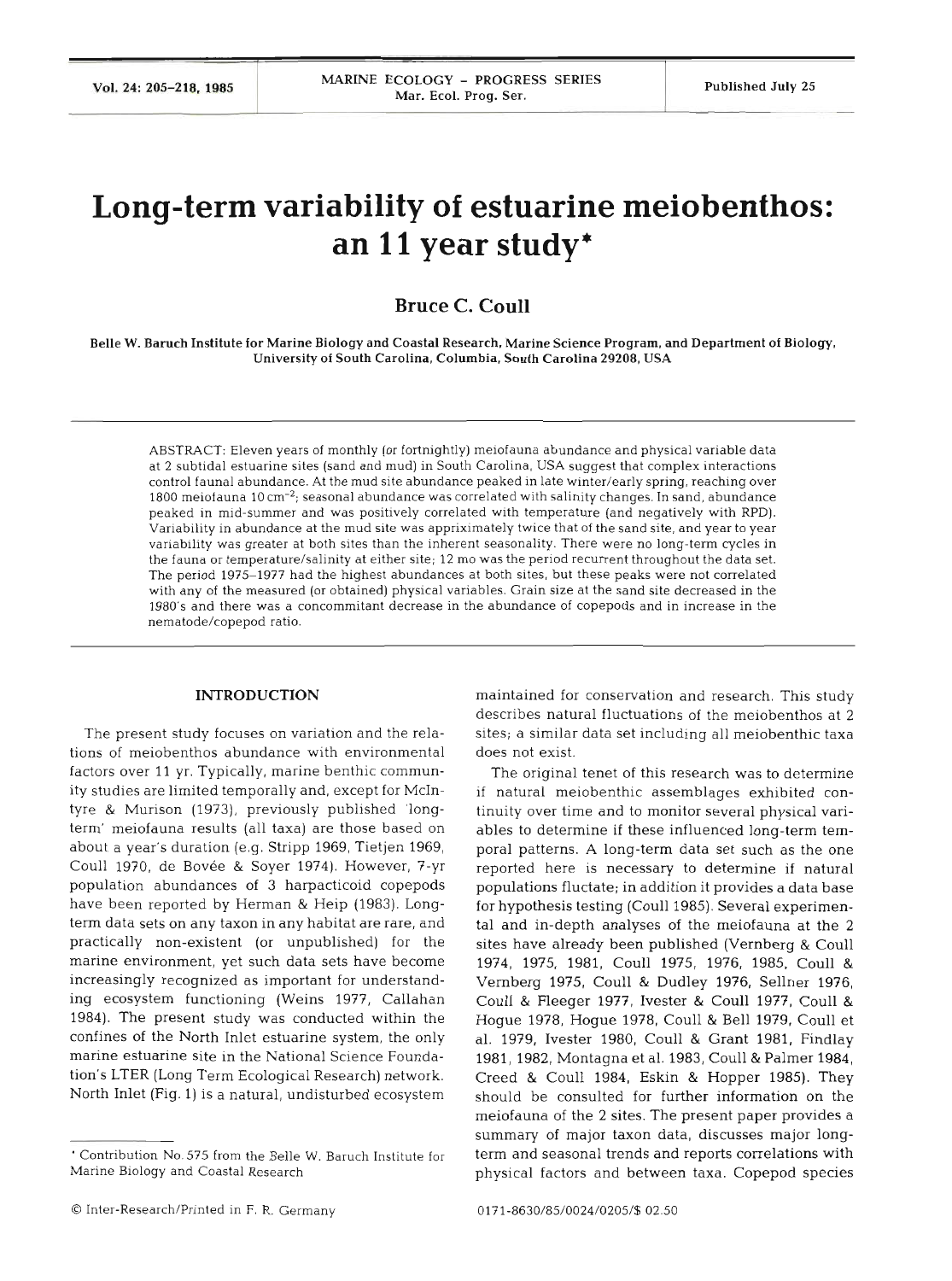# Long-term variability of estuarine meiobenthos: an 11 year study*

**Bruce C. Coull**

Belle W. Baruch Institute for Marine Biology and Coastal Research, Marine Science Program, and Department of Biology, University of South Carolina, Columbia, South Carolina 29208, USA

ABSTRACT: Eleven years of monthly (or fortnightly) meiofauna abundance and physical variable data at 2 subtidal estuarine sites (sand and mud) in South Carolina, USA suggest that complex interactions control faunal abundance. At the mud site abundance peaked in late winter/early spring, reaching over 1800 meiofauna 10 cm$^{-2}$; seasonal abundance was correlated with salinity changes. In sand, abundance peaked in mid-summer and was positively correlated with temperature (and negatively with RPD). Variability in abundance at the mud site was appriximately twice that of the sand site, and year to year variability was greater at both sites than the inherent seasonality. There were no long-term cycles in the fauna or temperature/salinity at either site; 12 mo was the period recurrent throughout the data set. The period 1975–1977 had the highest abundances at both sites, but these peaks were not correlated with any of the measured (or obtained) physical variables. Grain size at the sand site decreased in the 1980's and there was a concommitant decrease in the abundance of copepods and in increase in the nematode/copepod ratio.

## INTRODUCTION

The present study focuses on variation and the relations of meiobenthos abundance with environmental factors over 11 yr. Typically, marine benthic community studies are limited temporally and, except for McIntyre & Murison (1973), previously published 'long-term' meiofauna results (all taxa) are those based on about a year's duration (e.g. Stripp 1969, Tietjen 1969, Coull 1970, de Bovée & Soyer 1974). However, 7-yr population abundances of 3 harpacticoid copepods have been reported by Herman & Heip (1983). Long-term data sets on any taxon in any habitat are rare, and practically non-existent (or unpublished) for the marine environment, yet such data sets have been increasingly recognized as important for understanding ecosystem functioning (Weins 1977, Callahan 1984). The present study was conducted within the confines of the North Inlet estuarine system, the only marine estuarine site in the National Science Foundation's LTER (Long Term Ecological Research) network. North Inlet (Fig. 1) is a natural, undisturbed ecosystem maintained for conservation and research. This study describes natural fluctuations of the meiobenthos at 2 sites; a similar data set including all meiobenthic taxa does not exist.

The original tenet of this research was to determine if natural meiobenthic assemblages exhibited continuity over time and to monitor several physical variables to determine if these influenced long-term temporal patterns. A long-term data set such as the one reported here is necessary to determine if natural populations fluctate; in addition it provides a data base for hypothesis testing (Coull 1985). Several experimental and in-depth analyses of the meiofauna at the 2 sites have already been published (Vernberg & Coull 1974, 1975, 1981, Coull 1975, 1976, 1985, Coull & Vernberg 1975, Coull & Dudley 1976, Sellner 1976, Coull & Fleeger 1977, Ivester & Coull 1977, Coull & Hogue 1978, Hogue 1978, Coull & Bell 1979, Coull et al. 1979, Ivester 1980, Coull & Grant 1981, Findlay 1981, 1982, Montagna et al. 1983, Coull & Palmer 1984, Creed & Coull 1984, Eskin & Hopper 1985). They should be consulted for further information on the meiofauna of the 2 sites. The present paper provides a summary of major taxon data, discusses major long-term and seasonal trends and reports correlations with physical factors and between taxa. Copepod species

* Contribution No. 575 from the Belle W. Baruch Institute for Marine Biology and Coastal Research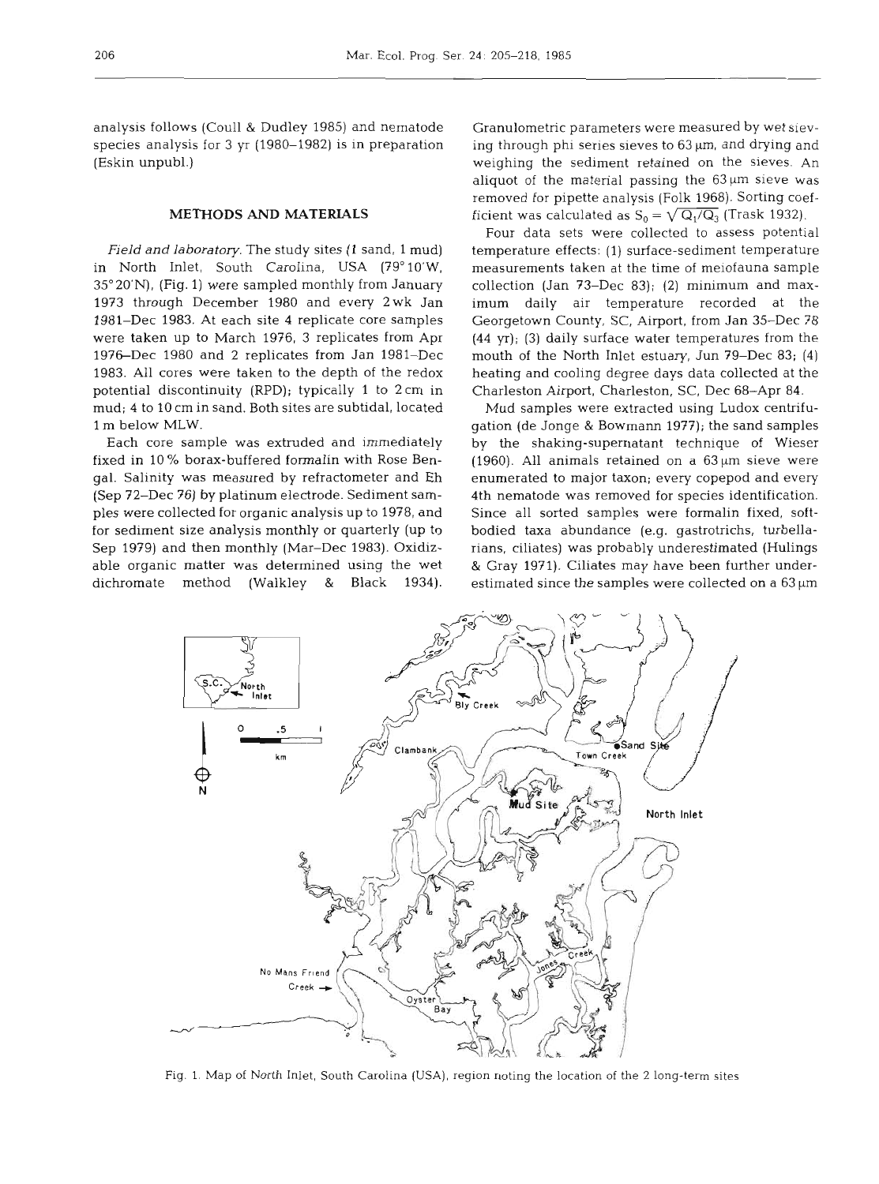analysis follows (Coull & Dudley 1985) and nematode species analysis for 3 yr (1980–1982) is in preparation (Eskin unpubl.)

## METHODS AND MATERIALS

*Field and laboratory.* The study sites (1 sand, 1 mud) in North Inlet, South Carolina, USA (79°10'W, 35°20'N), (Fig. 1) were sampled monthly from January 1973 through December 1980 and every 2 wk Jan 1981–Dec 1983. At each site 4 replicate core samples were taken up to March 1976, 3 replicates from Apr 1976–Dec 1980 and 2 replicates from Jan 1981–Dec 1983. All cores were taken to the depth of the redox potential discontinuity (RPD); typically 1 to 2 cm in mud; 4 to 10 cm in sand. Both sites are subtidal, located 1 m below MLW.

Each core sample was extruded and immediately fixed in 10 % borax-buffered formalin with Rose Bengal. Salinity was measured by refractometer and Eh (Sep 72–Dec 76) by platinum electrode. Sediment samples were collected for organic analysis up to 1978, and for sediment size analysis monthly or quarterly (up to Sep 1979) and then monthly (Mar–Dec 1983). Oxidizable organic matter was determined using the wet dichromate method (Walkley & Black 1934). Granulometric parameters were measured by wet sieving through phi series sieves to 63 µm, and drying and weighing the sediment retained on the sieves. An aliquot of the material passing the 63 µm sieve was removed for pipette analysis (Folk 1968). Sorting coefficient was calculated as $S_0 = \sqrt{Q_1/Q_3}$ (Trask 1932).

Four data sets were collected to assess potential temperature effects: (1) surface-sediment temperature measurements taken at the time of meiofauna sample collection (Jan 73–Dec 83); (2) minimum and maximum daily air temperature recorded at the Georgetown County, SC, Airport, from Jan 35–Dec 78 (44 yr); (3) daily surface water temperatures from the mouth of the North Inlet estuary, Jun 79–Dec 83; (4) heating and cooling degree days data collected at the Charleston Airport, Charleston, SC, Dec 68–Apr 84.

Mud samples were extracted using Ludox centrifugation (de Jonge & Bowmann 1977); the sand samples by the shaking-supernatant technique of Wieser (1960). All animals retained on a 63 µm sieve were enumerated to major taxon; every copepod and every 4th nematode was removed for species identification. Since all sorted samples were formalin fixed, soft-bodied taxa abundance (e.g. gastrotrichs, turbellarians, ciliates) was probably underestimated (Hulings & Gray 1971). Ciliates may have been further underestimated since the samples were collected on a 63 µm

Fig. 1. Map of North Inlet, South Carolina (USA), region noting the location of the 2 long-term sites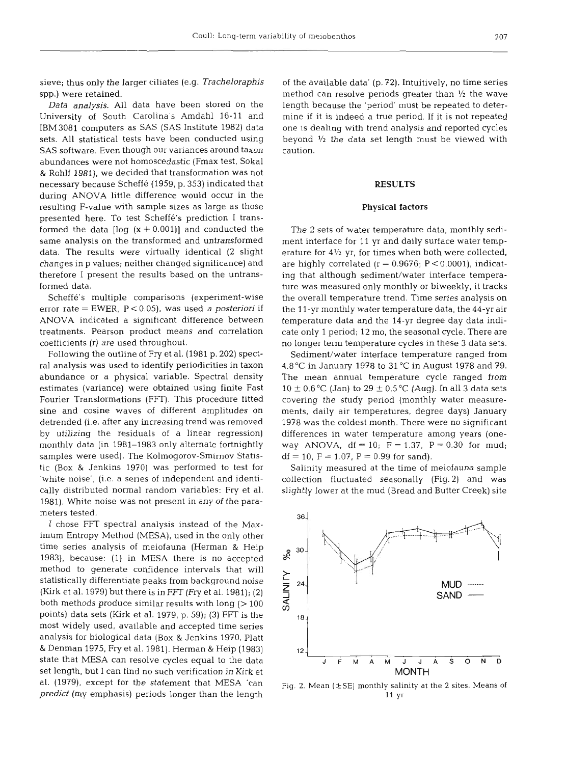sieve; thus only the larger ciliates (e.g. *Tracheloraphis* spp.) were retained.

*Data analysis.* All data have been stored on the University of South Carolina's Amdahl 16-11 and IBM3081 computers as SAS (SAS Institute 1982) data sets. All statistical tests have been conducted using SAS software. Even though our variances around taxon abundances were not homoscedastic (Fmax test, Sokal & Rohlf 1981), we decided that transformation was not necessary because Scheffé (1959, p. 353) indicated that during ANOVA little difference would occur in the resulting F-value with sample sizes as large as those presented here. To test Scheffé's prediction I transformed the data [log (x + 0.001)] and conducted the same analysis on the transformed and untransformed data. The results were virtually identical (2 slight changes in p values; neither changed significance) and therefore I present the results based on the untransformed data.

Scheffé's multiple comparisons (experiment-wise error rate = EWER, $P < 0.05$), was used *a posteriori* if ANOVA indicated a significant difference between treatments. Pearson product means and correlation coefficients (r) are used throughout.

Following the outline of Fry et al. (1981 p. 202) spectral analysis was used to identify periodicities in taxon abundance or a physical variable. Spectral density estimates (variance) were obtained using finite Fast Fourier Transformations (FFT). This procedure fitted sine and cosine waves of different amplitudes on detrended (i.e. after any increasing trend was removed by utilizing the residuals of a linear regression) monthly data (in 1981–1983 only alternate fortnightly samples were used). The Kolmogorov-Smirnov Statistic (Box & Jenkins 1970) was performed to test for 'white noise', (i.e. a series of independent and identically distributed normal random variables: Fry et al. 1981). White noise was not present in any of the parameters tested.

I chose FFT spectral analysis instead of the Maximum Entropy Method (MESA), used in the only other time series analysis of meiofauna (Herman & Heip 1983), because: (1) in MESA there is no accepted method to generate confidence intervals that will statistically differentiate peaks from background noise (Kirk et al. 1979) but there is in FFT (Fry et al. 1981); (2) both methods produce similar results with long (> 100 points) data sets (Kirk et al. 1979, p. 59); (3) FFT is the most widely used, available and accepted time series analysis for biological data (Box & Jenkins 1970, Platt & Denman 1975, Fry et al. 1981). Herman & Heip (1983) state that MESA can resolve cycles equal to the data set length, but I can find no such verification in Kirk et al. (1979), except for the statement that MESA 'can *predict* (my emphasis) periods longer than the length of the available data' (p. 72). Intuitively, no time series method can resolve periods greater than ½ the wave length because the 'period' must be repeated to determine if it is indeed a true period. If it is not repeated one is dealing with trend analysis and reported cycles beyond ½ the data set length must be viewed with caution.

## RESULTS

### Physical factors

The 2 sets of water temperature data, monthly sediment interface for 11 yr and daily surface water temperature for 4½ yr, for times when both were collected, are highly correlated ($r = 0.9676$; $P < 0.0001$), indicating that although sediment/water interface temperature was measured only monthly or biweekly, it tracks the overall temperature trend. Time series analysis on the 11-yr monthly water temperature data, the 44-yr air temperature data and the 14-yr degree day data indicate only 1 period; 12 mo, the seasonal cycle. There are no longer term temperature cycles in these 3 data sets.

Sediment/water interface temperature ranged from 4.8 °C in January 1978 to 31 °C in August 1978 and 79. The mean annual temperature cycle ranged from 10 ± 0.6 °C (Jan) to 29 ± 0.5 °C (Aug). In all 3 data sets covering the study period (monthly water measurements, daily air temperatures, degree days) January 1978 was the coldest month. There were no significant differences in water temperature among years (one-way ANOVA, df = 10; F = 1.37, P = 0.30 for mud; df = 10, F = 1.07, P = 0.99 for sand).

Salinity measured at the time of meiofauna sample collection fluctuated seasonally (Fig. 2) and was slightly lower at the mud (Bread and Butter Creek) site

Fig. 2. Mean (±SE) monthly salinity at the 2 sites. Means of 11 yr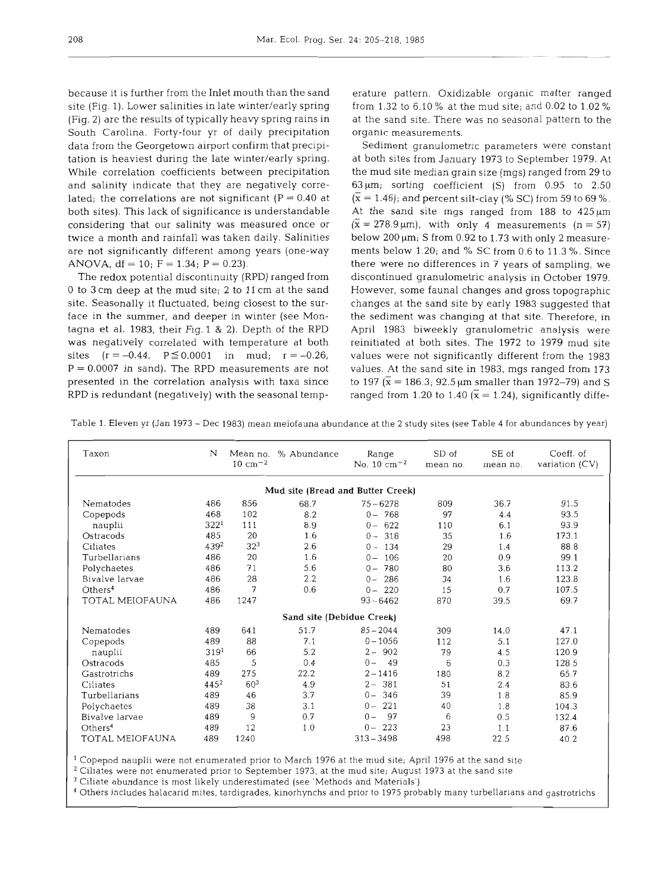because it is further from the Inlet mouth than the sand site (Fig. 1). Lower salinities in late winter/early spring (Fig. 2) are the results of typically heavy spring rains in South Carolina. Forty-four yr of daily precipitation data from the Georgetown airport confirm that precipitation is heaviest during the late winter/early spring. While correlation coefficients between precipitation and salinity indicate that they are negatively correlated; the correlations are not significant ($P = 0.40$ at both sites). This lack of significance is understandable considering that our salinity was measured once or twice a month and rainfall was taken daily. Salinities are not significantly different among years (one-way ANOVA, df = 10; $F = 1.34$; $P = 0.23$).

The redox potential discontinuity (RPD) ranged from 0 to 3 cm deep at the mud site; 2 to 11 cm at the sand site. Seasonally it fluctuated, being closest to the surface in the summer, and deeper in winter (see Montagna et al. 1983, their Fig. 1 & 2). Depth of the RPD was negatively correlated with temperature at both sites ($r = -0.44$, $P \leq 0.0001$ in mud; $r = -0.26$, $P = 0.0007$ in sand). The RPD measurements are not presented in the correlation analysis with taxa since RPD is redundant (negatively) with the seasonal temperature pattern. Oxidizable organic matter ranged from 1.32 to 6.10 % at the mud site; and 0.02 to 1.02 % at the sand site. There was no seasonal pattern to the organic measurements.

Sediment granulometric parameters were constant at both sites from January 1973 to September 1979. At the mud site median grain size (mgs) ranged from 29 to 63 µm; sorting coefficient (S) from 0.95 to 2.50 ($\bar{x} = 1.46$); and percent silt-clay (% SC) from 59 to 69 %. At the sand site mgs ranged from 188 to 425 µm ($\bar{x} = 278.9$ µm), with only 4 measurements ($n = 57$) below 200 µm; S from 0.92 to 1.73 with only 2 measurements below 1.20; and % SC from 0.6 to 11.3 %. Since there were no differences in 7 years of sampling, we discontinued granulometric analysis in October 1979. However, some faunal changes and gross topographic changes at the sand site by early 1983 suggested that the sediment was changing at that site. Therefore, in April 1983 biweekly granulometric analysis were reinitiated at both sites. The 1972 to 1979 mud site values were not significantly different from the 1983 values. At the sand site in 1983, mgs ranged from 173 to 197 ($\bar{x} = 186.3$; 92.5 µm smaller than 1972–79) and S ranged from 1.20 to 1.40 ($\bar{x} = 1.24$), significantly diffe-

Table 1. Eleven yr (Jan 1973 – Dec 1983) mean meiofauna abundance at the 2 study sites (see Table 4 for abundances by year)

| Taxon | N | Mean no. 10 cm$^{-2}$ | % Abundance | Range No. 10 cm$^{-2}$ | SD of mean no. | SE of mean no. | Coeff. of variation (CV) |
|---|---|---|---|---|---|---|---|
| **Mud site (Bread and Butter Creek)** | | | | | | | |
| Nematodes | 486 | 856 | 68.7 | 75–6278 | 809 | 36.7 | 91.5 |
| Copepods | 468 | 102 | 8.2 | 0– 768 | 97 | 4.4 | 93.5 |
| nauplii | 322[1] | 111 | 8.9 | 0– 622 | 110 | 6.1 | 93.9 |
| Ostracods | 485 | 20 | 1.6 | 0– 318 | 35 | 1.6 | 173.1 |
| Ciliates | 439[2] | 32[3] | 2.6 | 0– 134 | 29 | 1.4 | 88.8 |
| Turbellarians | 486 | 20 | 1.6 | 0– 106 | 20 | 0.9 | 99.1 |
| Polychaetes | 486 | 71 | 5.6 | 0– 780 | 80 | 3.6 | 113.2 |
| Bivalve larvae | 486 | 28 | 2.2 | 0– 286 | 34 | 1.6 | 123.8 |
| Others[4] | 486 | 7 | 0.6 | 0– 220 | 15 | 0.7 | 107.5 |
| TOTAL MEIOFAUNA | 486 | 1247 | | 93–6462 | 870 | 39.5 | 69.7 |
| **Sand site (Debidue Creek)** | | | | | | | |
| Nematodes | 489 | 641 | 51.7 | 85–2044 | 309 | 14.0 | 47.1 |
| Copepods | 489 | 88 | 7.1 | 0–1056 | 112 | 5.1 | 127.0 |
| nauplii | 319[1] | 66 | 5.2 | 2– 902 | 79 | 4.5 | 120.9 |
| Ostracods | 485 | 5 | 0.4 | 0– 49 | 6 | 0.3 | 128.5 |
| Gastrotrichs | 489 | 275 | 22.2 | 2–1416 | 180 | 8.2 | 65.7 |
| Ciliates | 445[2] | 60[3] | 4.9 | 2– 381 | 51 | 2.4 | 83.6 |
| Turbellarians | 489 | 46 | 3.7 | 0– 346 | 39 | 1.8 | 85.9 |
| Polychaetes | 489 | 38 | 3.1 | 0– 221 | 40 | 1.8 | 104.3 |
| Bivalve larvae | 489 | 9 | 0.7 | 0– 97 | 6 | 0.5 | 132.4 |
| Others[4] | 489 | 12 | 1.0 | 0– 223 | 23 | 1.1 | 87.6 |
| TOTAL MEIOFAUNA | 489 | 1240 | | 313–3498 | 498 | 22.5 | 40.2 |

[1] Copepod nauplii were not enumerated prior to March 1976 at the mud site; April 1976 at the sand site
[2] Ciliates were not enumerated prior to September 1973, at the mud site; August 1973 at the sand site
[3] Ciliate abundance is most likely underestimated (see 'Methods and Materials')
[4] Others includes halacarid mites, tardigrades, kinorhynchs and prior to 1975 probably many turbellarians and gastrotrichs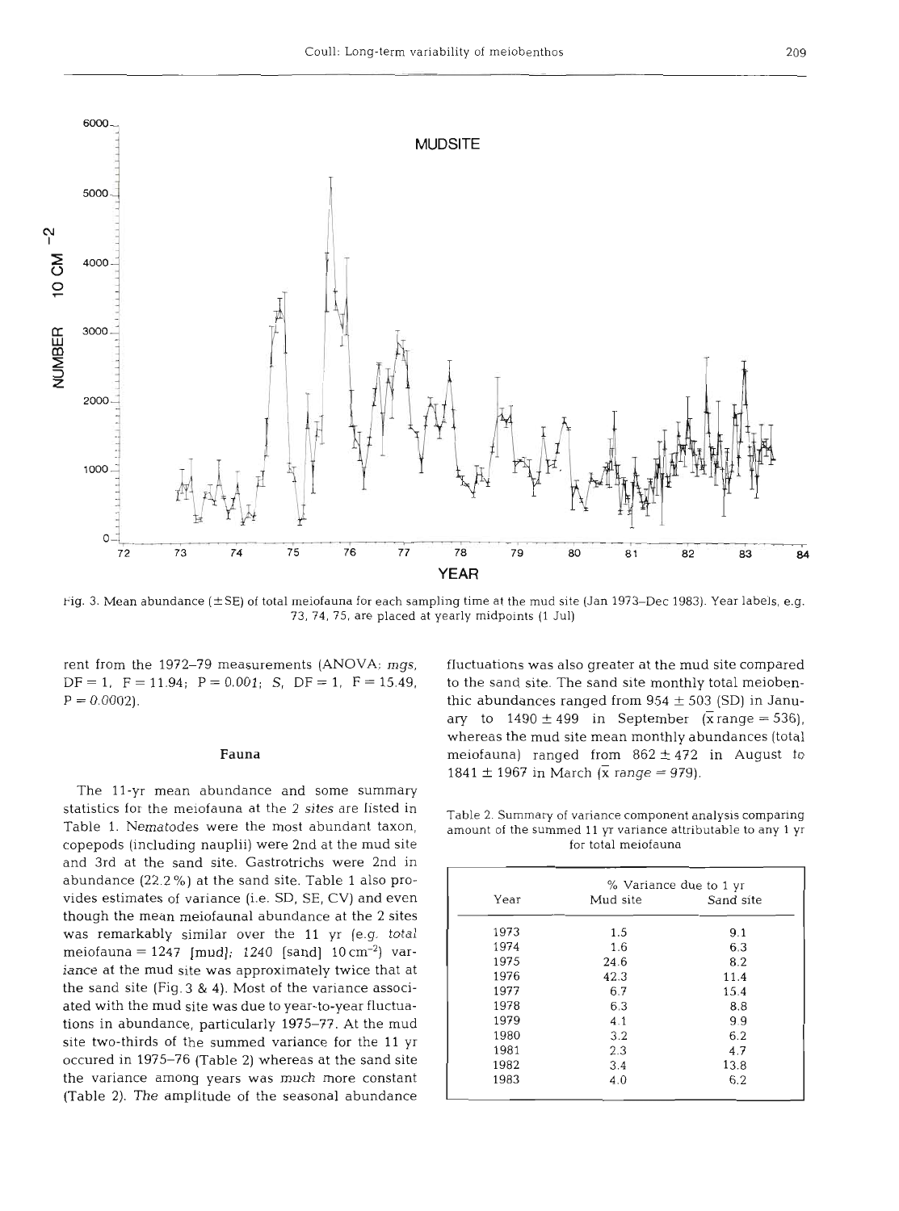Fig. 3. Mean abundance (±SE) of total meiofauna for each sampling time at the mud site (Jan 1973–Dec 1983). Year labels, e.g. 73, 74, 75, are placed at yearly midpoints (1 Jul)

rent from the 1972–79 measurements (ANOVA; *mgs*, DF = 1, F = 11.94; P = 0.001; *S*, DF = 1, F = 15.49, P = 0.0002).

## Fauna

The 11-yr mean abundance and some summary statistics for the meiofauna at the 2 sites are listed in Table 1. Nematodes were the most abundant taxon, copepods (including nauplii) were 2nd at the mud site and 3rd at the sand site. Gastrotrichs were 2nd in abundance (22.2 %) at the sand site. Table 1 also provides estimates of variance (i.e. SD, SE, CV) and even though the mean meiofaunal abundance at the 2 sites was remarkably similar over the 11 yr (e.g. total meiofauna = 1247 [mud]; 1240 [sand] 10 cm$^{-2}$) variance at the mud site was approximately twice that at the sand site (Fig. 3 & 4). Most of the variance associated with the mud site was due to year-to-year fluctuations in abundance, particularly 1975–77. At the mud site two-thirds of the summed variance for the 11 yr occured in 1975–76 (Table 2) whereas at the sand site the variance among years was much more constant (Table 2). The amplitude of the seasonal abundance fluctuations was also greater at the mud site compared to the sand site. The sand site monthly total meiobenthic abundances ranged from 954 ± 503 (SD) in January to 1490 ± 499 in September ($\bar{x}$ range = 536), whereas the mud site mean monthly abundances (total meiofauna) ranged from 862 ± 472 in August to 1841 ± 1967 in March ($\bar{x}$ range = 979).

Table 2. Summary of variance component analysis comparing amount of the summed 11 yr variance attributable to any 1 yr for total meiofauna

| Year | % Variance due to 1 yr | |
|---|---|---|
| | Mud site | Sand site |
| 1973 | 1.5 | 9.1 |
| 1974 | 1.6 | 6.3 |
| 1975 | 24.6 | 8.2 |
| 1976 | 42.3 | 11.4 |
| 1977 | 6.7 | 15.4 |
| 1978 | 6.3 | 8.8 |
| 1979 | 4.1 | 9.9 |
| 1980 | 3.2 | 6.2 |
| 1981 | 2.3 | 4.7 |
| 1982 | 3.4 | 13.8 |
| 1983 | 4.0 | 6.2 |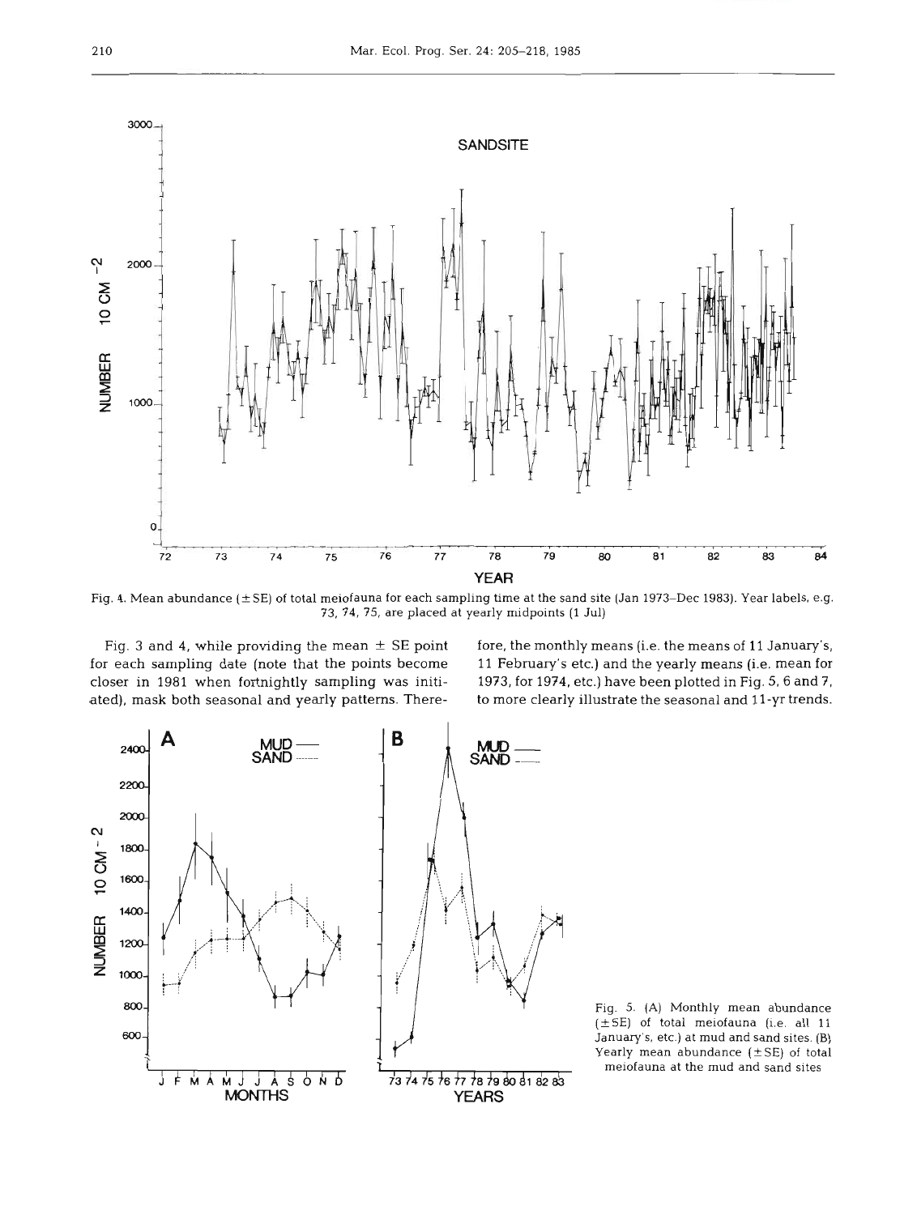Fig. 4. Mean abundance (±SE) of total meiofauna for each sampling time at the sand site (Jan 1973–Dec 1983). Year labels, e.g. 73, 74, 75, are placed at yearly midpoints (1 Jul)

Fig. 3 and 4, while providing the mean ± SE point for each sampling date (note that the points become closer in 1981 when fortnightly sampling was initiated), mask both seasonal and yearly patterns. Therefore, the monthly means (i.e. the means of 11 January's, 11 February's etc.) and the yearly means (i.e. mean for 1973, for 1974, etc.) have been plotted in Fig. 5, 6 and 7, to more clearly illustrate the seasonal and 11-yr trends.

Fig. 5. (A) Monthly mean abundance (±SE) of total meiofauna (i.e. all 11 January's, etc.) at mud and sand sites. (B) Yearly mean abundance (±SE) of total meiofauna at the mud and sand sites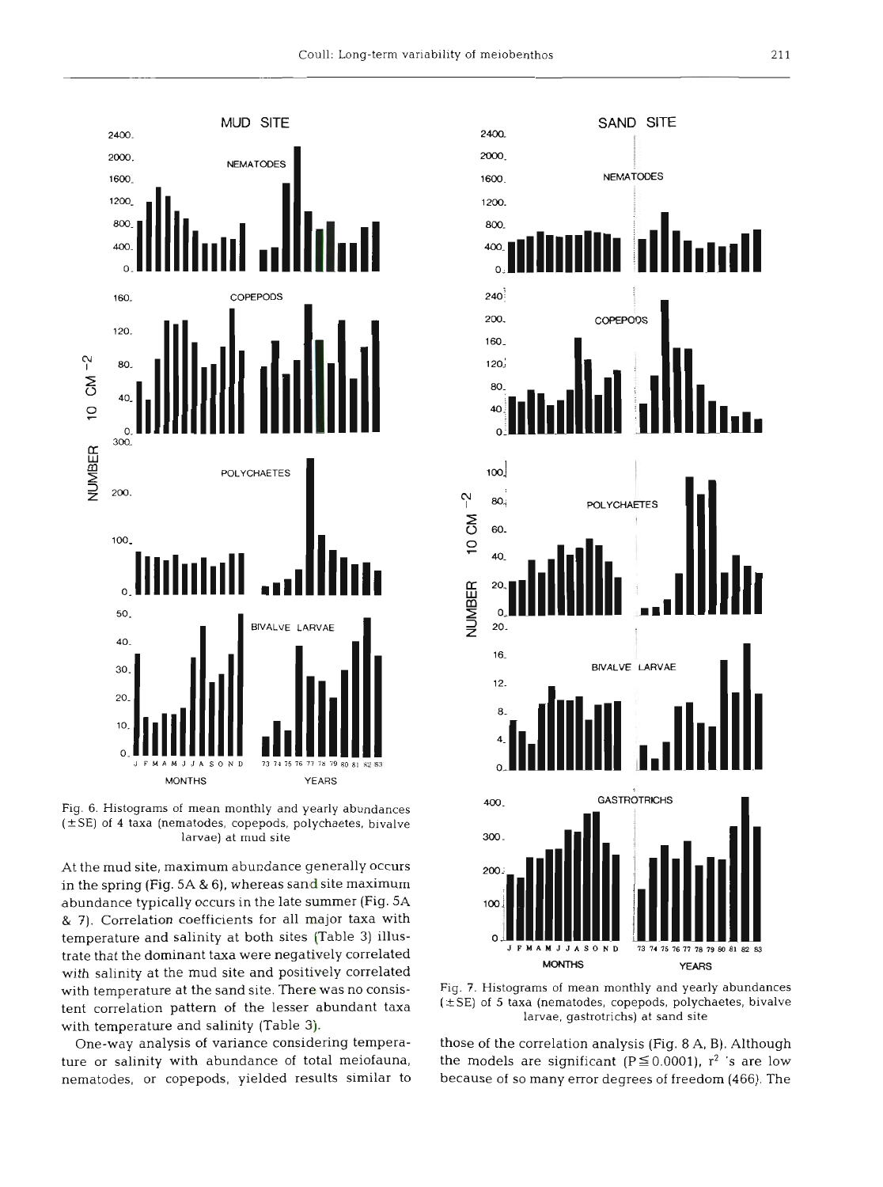Fig. 6. Histograms of mean monthly and yearly abundances (±SE) of 4 taxa (nematodes, copepods, polychaetes, bivalve larvae) at mud site

Fig. 7. Histograms of mean monthly and yearly abundances (±SE) of 5 taxa (nematodes, copepods, polychaetes, bivalve larvae, gastrotrichs) at sand site

At the mud site, maximum abundance generally occurs in the spring (Fig. 5A & 6), whereas sand site maximum abundance typically occurs in the late summer (Fig. 5A & 7). Correlation coefficients for all major taxa with temperature and salinity at both sites (Table 3) illustrate that the dominant taxa were negatively correlated with salinity at the mud site and positively correlated with temperature at the sand site. There was no consistent correlation pattern of the lesser abundant taxa with temperature and salinity (Table 3).

One-way analysis of variance considering temperature or salinity with abundance of total meiofauna, nematodes, or copepods, yielded results similar to those of the correlation analysis (Fig. 8 A, B). Although the models are significant ($P \leq 0.0001$), $r^2$ 's are low because of so many error degrees of freedom (466). The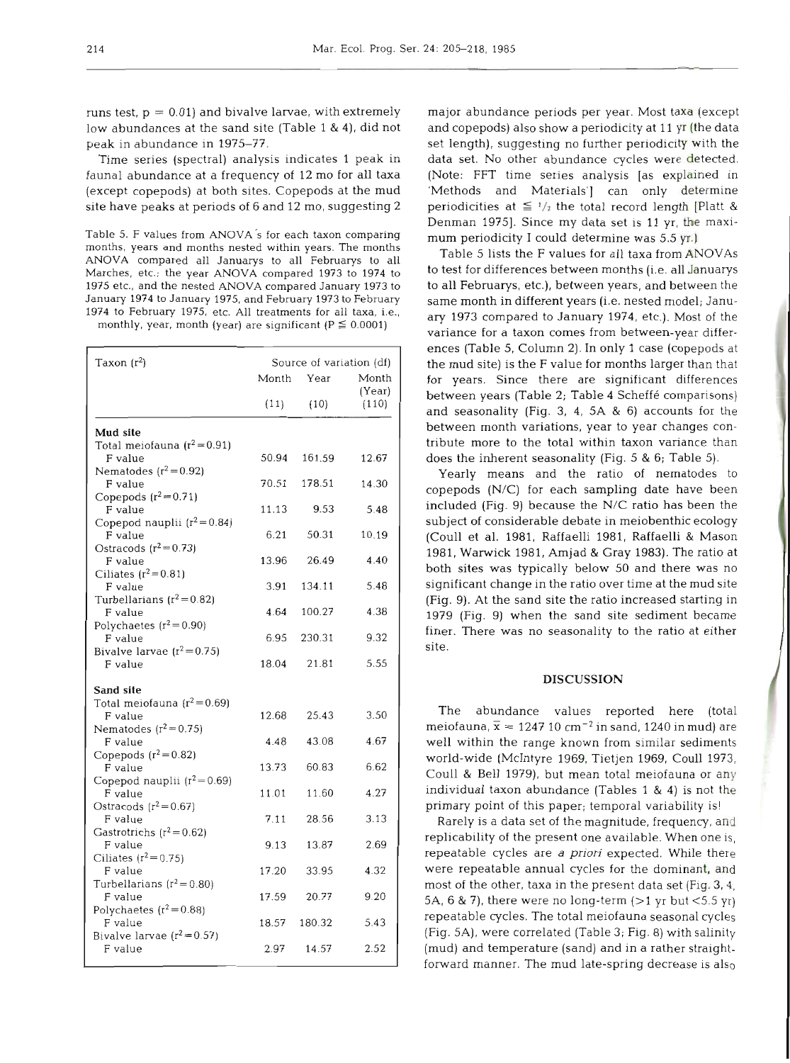runs test, p = 0.01) and bivalve larvae, with extremely low abundances at the sand site (Table 1 & 4), did not peak in abundance in 1975–77.

Time series (spectral) analysis indicates 1 peak in faunal abundance at a frequency of 12 mo for all taxa (except copepods) at both sites. Copepods at the mud site have peaks at periods of 6 and 12 mo, suggesting 2 major abundance periods per year. Most taxa (except and copepods) also show a periodicity at 11 yr (the data set length), suggesting no further periodicity with the data set. No other abundance cycles were detected. (Note: FFT time series analysis [as explained in 'Methods and Materials'] can only determine periodicities at $\leq 1/2$ the total record length [Platt & Denman 1975]. Since my data set is 11 yr, the maximum periodicity I could determine was 5.5 yr.)

Table 5. F values from ANOVA's for each taxon comparing months, years and months nested within years. The months ANOVA compared all Januarys to all Februarys to all Marches, etc.; the year ANOVA compared 1973 to 1974 to 1975 etc., and the nested ANOVA compared January 1973 to January 1974 to January 1975, and February 1973 to February 1974 to February 1975, etc. All treatments for all taxa, i.e., monthly, year, month (year) are significant ($P \leq 0.0001$)

| Taxon ($r^2$) | Source of variation (df) | | |
|---|---|---|---|
| | Month (11) | Year (10) | Month (Year) (110) |
| **Mud site** | | | |
| Total meiofauna ($r^2 = 0.91$) F value | 50.94 | 161.59 | 12.67 |
| Nematodes ($r^2 = 0.92$) F value | 70.51 | 178.51 | 14.30 |
| Copepods ($r^2 = 0.71$) F value | 11.13 | 9.53 | 5.48 |
| Copepod nauplii ($r^2 = 0.84$) F value | 6.21 | 50.31 | 10.19 |
| Ostracods ($r^2 = 0.73$) F value | 13.96 | 26.49 | 4.40 |
| Ciliates ($r^2 = 0.81$) F value | 3.91 | 134.11 | 5.48 |
| Turbellarians ($r^2 = 0.82$) F value | 4.64 | 100.27 | 4.38 |
| Polychaetes ($r^2 = 0.90$) F value | 6.95 | 230.31 | 9.32 |
| Bivalve larvae ($r^2 = 0.75$) F value | 18.04 | 21.81 | 5.55 |
| **Sand site** | | | |
| Total meiofauna ($r^2 = 0.69$) F value | 12.68 | 25.43 | 3.50 |
| Nematodes ($r^2 = 0.75$) F value | 4.48 | 43.08 | 4.67 |
| Copepods ($r^2 = 0.82$) F value | 13.73 | 60.83 | 6.62 |
| Copepod nauplii ($r^2 = 0.69$) F value | 11.01 | 11.60 | 4.27 |
| Ostracods ($r^2 = 0.67$) F value | 7.11 | 28.56 | 3.13 |
| Gastrotrichs ($r^2 = 0.62$) F value | 9.13 | 13.87 | 2.69 |
| Ciliates ($r^2 = 0.75$) F value | 17.20 | 33.95 | 4.32 |
| Turbellarians ($r^2 = 0.80$) F value | 17.59 | 20.77 | 9.20 |
| Polychaetes ($r^2 = 0.88$) F value | 18.57 | 180.32 | 5.43 |
| Bivalve larvae ($r^2 = 0.57$) F value | 2.97 | 14.57 | 2.52 |

Table 5 lists the F values for all taxa from ANOVAs to test for differences between months (i.e. all Januarys to all Februarys, etc.), between years, and between the same month in different years (i.e. nested model; January 1973 compared to January 1974, etc.). Most of the variance for a taxon comes from between-year differences (Table 5, Column 2). In only 1 case (copepods at the mud site) is the F value for months larger than that for years. Since there are significant differences between years (Table 2; Table 4 Scheffé comparisons) and seasonality (Fig. 3, 4, 5A & 6) accounts for the between month variations, year to year changes contribute more to the total within taxon variance than does the inherent seasonality (Fig. 5 & 6; Table 5).

Yearly means and the ratio of nematodes to copepods (N/C) for each sampling date have been included (Fig. 9) because the N/C ratio has been the subject of considerable debate in meiobenthic ecology (Coull et al. 1981, Raffaelli 1981, Raffaelli & Mason 1981, Warwick 1981, Amjad & Gray 1983). The ratio at both sites was typically below 50 and there was no significant change in the ratio over time at the mud site (Fig. 9). At the sand site the ratio increased starting in 1979 (Fig. 9) when the sand site sediment became finer. There was no seasonality to the ratio at either site.

## DISCUSSION

The abundance values reported here (total meiofauna, $\bar{x} = 1247$ 10 $cm^{-2}$ in sand, 1240 in mud) are well within the range known from similar sediments world-wide (McIntyre 1969, Tietjen 1969, Coull 1973, Coull & Bell 1979), but mean total meiofauna or any individual taxon abundance (Tables 1 & 4) is not the primary point of this paper; temporal variability is!

Rarely is a data set of the magnitude, frequency, and replicability of the present one available. When one is, repeatable cycles are *a priori* expected. While there were repeatable annual cycles for the dominant, and most of the other, taxa in the present data set (Fig. 3, 4, 5A, 6 & 7), there were no long-term (>1 yr but <5.5 yr) repeatable cycles. The total meiofauna seasonal cycles (Fig. 5A), were correlated (Table 3; Fig. 8) with salinity (mud) and temperature (sand) and in a rather straightforward manner. The mud late-spring decrease is also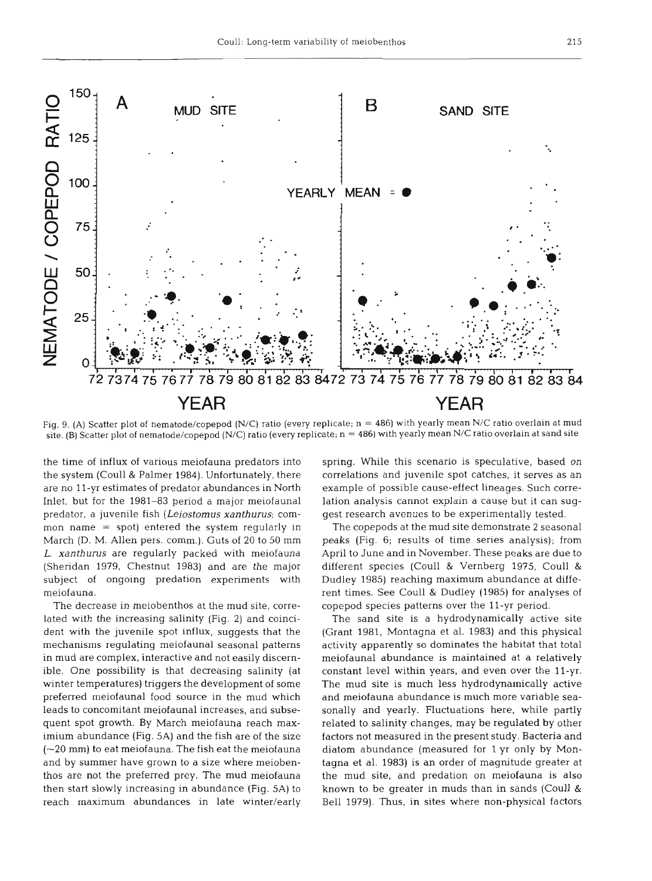Fig. 9. (A) Scatter plot of nematode/copepod (N/C) ratio (every replicate; n = 486) with yearly mean N/C ratio overlain at mud site. (B) Scatter plot of nematode/copepod (N/C) ratio (every replicate; n = 486) with yearly mean N/C ratio overlain at sand site

the time of influx of various meiofauna predators into the system (Coull & Palmer 1984). Unfortunately, there are no 11-yr estimates of predator abundances in North Inlet, but for the 1981–83 period a major meiofaunal predator, a juvenile fish (*Leiostomus xanthurus*; common name = spot) entered the system regularly in March (D. M. Allen pers. comm.). Guts of 20 to 50 mm *L. xanthurus* are regularly packed with meiofauna (Sheridan 1979, Chestnut 1983) and are the major subject of ongoing predation experiments with meiofauna.

The decrease in meiobenthos at the mud site, correlated with the increasing salinity (Fig. 2) and coincident with the juvenile spot influx, suggests that the mechanisms regulating meiofaunal seasonal patterns in mud are complex, interactive and not easily discernible. One possibility is that decreasing salinity (at winter temperatures) triggers the development of some preferred meiofaunal food source in the mud which leads to concomitant meiofaunal increases, and subsequent spot growth. By March meiofauna reach maximium abundance (Fig. 5A) and the fish are of the size (~20 mm) to eat meiofauna. The fish eat the meiofauna and by summer have grown to a size where meiobenthos are not the preferred prey. The mud meiofauna then start slowly increasing in abundance (Fig. 5A) to reach maximum abundances in late winter/early spring. While this scenario is speculative, based on correlations and juvenile spot catches, it serves as an example of possible cause-effect lineages. Such correlation analysis cannot explain a cause but it can suggest research avenues to be experimentally tested.

The copepods at the mud site demonstrate 2 seasonal peaks (Fig. 6; results of time series analysis); from April to June and in November. These peaks are due to different species (Coull & Vernberg 1975, Coull & Dudley 1985) reaching maximum abundance at different times. See Coull & Dudley (1985) for analyses of copepod species patterns over the 11-yr period.

The sand site is a hydrodynamically active site (Grant 1981, Montagna et al. 1983) and this physical activity apparently so dominates the habitat that total meiofaunal abundance is maintained at a relatively constant level within years, and even over the 11-yr. The mud site is much less hydrodynamically active and meiofauna abundance is much more variable seasonally and yearly. Fluctuations here, while partly related to salinity changes, may be regulated by other factors not measured in the present study. Bacteria and diatom abundance (measured for 1 yr only by Montagna et al. 1983) is an order of magnitude greater at the mud site, and predation on meiofauna is also known to be greater in muds than in sands (Coull & Bell 1979). Thus, in sites where non-physical factors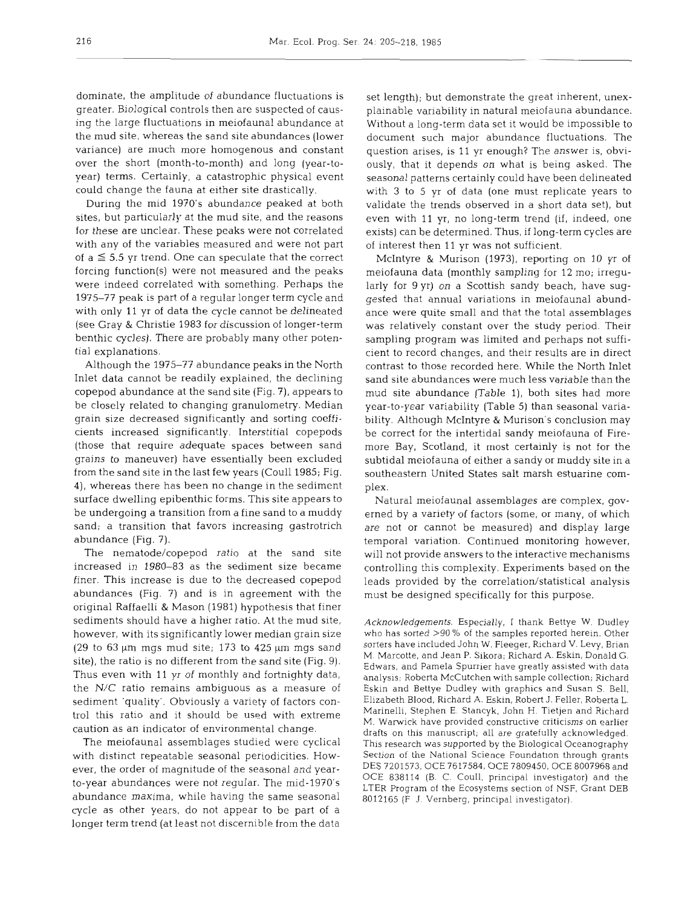dominate, the amplitude of abundance fluctuations is greater. Biological controls then are suspected of causing the large fluctuations in meiofaunal abundance at the mud site, whereas the sand site abundances (lower variance) are much more homogenous and constant over the short (month-to-month) and long (year-to-year) terms. Certainly, a catastrophic physical event could change the fauna at either site drastically.

During the mid 1970's abundance peaked at both sites, but particularly at the mud site, and the reasons for these are unclear. These peaks were not correlated with any of the variables measured and were not part of a $\leq 5.5$ yr trend. One can speculate that the correct forcing function(s) were not measured and the peaks were indeed correlated with something. Perhaps the 1975–77 peak is part of a regular longer term cycle and with only 11 yr of data the cycle cannot be delineated (see Gray & Christie 1983 for discussion of longer-term benthic cycles). There are probably many other potential explanations.

Although the 1975–77 abundance peaks in the North Inlet data cannot be readily explained, the declining copepod abundance at the sand site (Fig. 7), appears to be closely related to changing granulometry. Median grain size decreased significantly and sorting coefficients increased significantly. Interstitial copepods (those that require adequate spaces between sand grains to maneuver) have essentially been excluded from the sand site in the last few years (Coull 1985; Fig. 4), whereas there has been no change in the sediment surface dwelling epibenthic forms. This site appears to be undergoing a transition from a fine sand to a muddy sand; a transition that favors increasing gastrotrich abundance (Fig. 7).

The nematode/copepod ratio at the sand site increased in 1980–83 as the sediment size became finer. This increase is due to the decreased copepod abundances (Fig. 7) and is in agreement with the original Raffaelli & Mason (1981) hypothesis that finer sediments should have a higher ratio. At the mud site, however, with its significantly lower median grain size (29 to 63 µm mgs mud site; 173 to 425 µm mgs sand site), the ratio is no different from the sand site (Fig. 9). Thus even with 11 yr of monthly and fortnighty data, the N/C ratio remains ambiguous as a measure of sediment 'quality'. Obviously a variety of factors control this ratio and it should be used with extreme caution as an indicator of environmental change.

The meiofaunal assemblages studied were cyclical with distinct repeatable seasonal periodicities. However, the order of magnitude of the seasonal and year-to-year abundances were not regular. The mid-1970's abundance maxima, while having the same seasonal cycle as other years, do not appear to be part of a longer term trend (at least not discernible from the data set length); but demonstrate the great inherent, unexplainable variability in natural meiofauna abundance. Without a long-term data set it would be impossible to document such major abundance fluctuations. The question arises, is 11 yr enough? The answer is, obviously, that it depends on what is being asked. The seasonal patterns certainly could have been delineated with 3 to 5 yr of data (one must replicate years to validate the trends observed in a short data set), but even with 11 yr, no long-term trend (if, indeed, one exists) can be determined. Thus, if long-term cycles are of interest then 11 yr was not sufficient.

McIntyre & Murison (1973), reporting on 10 yr of meiofauna data (monthly sampling for 12 mo; irregularly for 9 yr) on a Scottish sandy beach, have suggested that annual variations in meiofaunal abundance were quite small and that the total assemblages was relatively constant over the study period. Their sampling program was limited and perhaps not sufficient to record changes, and their results are in direct contrast to those recorded here. While the North Inlet sand site abundances were much less variable than the mud site abundance (Table 1), both sites had more year-to-year variability (Table 5) than seasonal variability. Although McIntyre & Murison's conclusion may be correct for the intertidal sandy meiofauna of Firemore Bay, Scotland, it most certainly is not for the subtidal meiofauna of either a sandy or muddy site in a southeastern United States salt marsh estuarine complex.

Natural meiofaunal assemblages are complex, governed by a variety of factors (some, or many, of which are not or cannot be measured) and display large temporal variation. Continued monitoring however, will not provide answers to the interactive mechanisms controlling this complexity. Experiments based on the leads provided by the correlation/statistical analysis must be designed specifically for this purpose.

*Acknowledgements.* Especially, I thank Bettye W. Dudley who has sorted >90 % of the samples reported herein. Other sorters have included John W. Fleeger, Richard V. Levy, Brian M. Marcotte, and Jean P. Sikora; Richard A. Eskin, Donald G. Edwards, and Pamela Spurrier have greatly assisted with data analysis; Roberta McCutchen with sample collection; Richard Eskin and Bettye Dudley with graphics and Susan S. Bell, Elizabeth Blood, Richard A. Eskin, Robert J. Feller, Roberta L. Marinelli, Stephen E. Stancyk, John H. Tietjen and Richard M. Warwick have provided constructive criticisms on earlier drafts on this manuscript; all are gratefully acknowledged. This research was supported by the Biological Oceanography Section of the National Science Foundation through grants DES 7201573, OCE 7617584, OCE 7809450, OCE 8007968 and OCE 838114 (B. C. Coull, principal investigator) and the LTER Program of the Ecosystems section of NSF, Grant DEB 8012165 (F. J. Vernberg, principal investigator).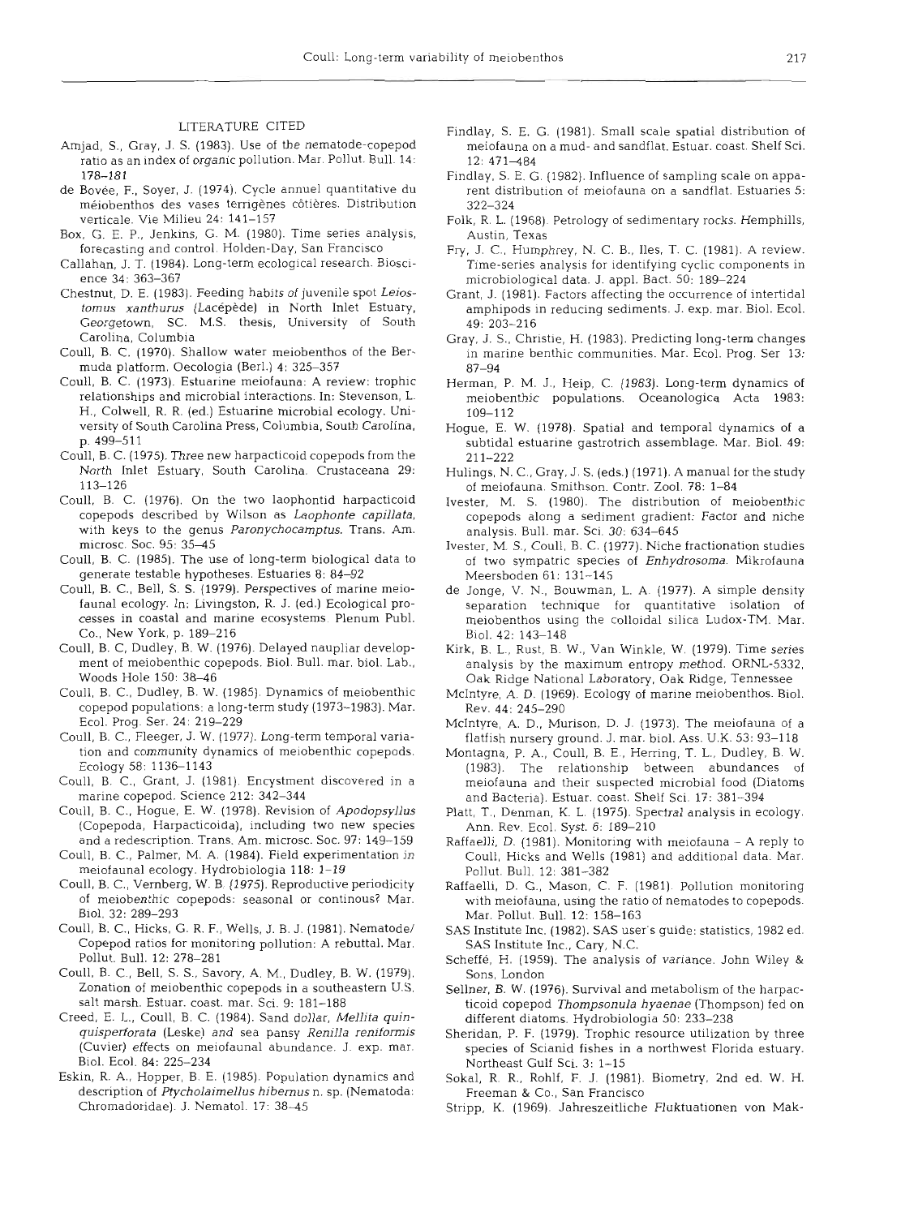## LITERATURE CITED

Amjad, S., Gray, J. S. (1983). Use of the nematode-copepod ratio as an index of organic pollution. Mar. Pollut. Bull. 14: 178–181

de Bovée, F., Soyer, J. (1974). Cycle annuel quantitative du méiobenthos des vases terrigènes côtières. Distribution verticale. Vie Milieu 24: 141–157

Box, G. E. P., Jenkins, G. M. (1980). Time series analysis, forecasting and control. Holden-Day, San Francisco

Callahan, J. T. (1984). Long-term ecological research. Bioscience 34: 363–367

Chestnut, D. E. (1983). Feeding habits of juvenile spot *Leiostomus xanthurus* (Lacépède) in North Inlet Estuary, Georgetown, SC. M.S. thesis, University of South Carolina, Columbia

Coull, B. C. (1970). Shallow water meiobenthos of the Bermuda platform. Oecologia (Berl.) 4: 325–357

Coull, B. C. (1973). Estuarine meiofauna: A review: trophic relationships and microbial interactions. In: Stevenson, L. H., Colwell, R. R. (ed.) Estuarine microbial ecology. University of South Carolina Press, Columbia, South Carolina, p. 499–511

Coull, B. C. (1975). Three new harpacticoid copepods from the North Inlet Estuary, South Carolina. Crustaceana 29: 113–126

Coull, B. C. (1976). On the two laophontid harpacticoid copepods described by Wilson as *Laophonte capillata*, with keys to the genus *Paronychocamptus*. Trans. Am. microsc. Soc. 95: 35–45

Coull, B. C. (1985). The use of long-term biological data to generate testable hypotheses. Estuaries 8: 84–92

Coull, B. C., Bell, S. S. (1979). Perspectives of marine meiofaunal ecology. In: Livingston, R. J. (ed.) Ecological processes in coastal and marine ecosystems. Plenum Publ. Co., New York, p. 189–216

Coull, B. C, Dudley, B. W. (1976). Delayed naupliar development of meiobenthic copepods. Biol. Bull. mar. biol. Lab., Woods Hole 150: 38–46

Coull, B. C., Dudley, B. W. (1985). Dynamics of meiobenthic copepod populations: a long-term study (1973–1983). Mar. Ecol. Prog. Ser. 24: 219–229

Coull, B. C., Fleeger, J. W. (1977). Long-term temporal variation and community dynamics of meiobenthic copepods. Ecology 58: 1136–1143

Coull, B. C., Grant, J. (1981). Encystment discovered in a marine copepod. Science 212: 342–344

Coull, B. C., Hogue, E. W. (1978). Revision of *Apodopsyllus* (Copepoda, Harpacticoida), including two new species and a redescription. Trans. Am. microsc. Soc. 97: 149–159

Coull, B. C., Palmer, M. A. (1984). Field experimentation in meiofaunal ecology. Hydrobiologia 118: 1–19

Coull, B. C., Vernberg, W. B. (1975). Reproductive periodicity of meiobenthic copepods: seasonal or continous? Mar. Biol. 32: 289–293

Coull, B. C., Hicks, G. R. F., Wells, J. B. J. (1981). Nematode/Copepod ratios for monitoring pollution: A rebuttal. Mar. Pollut. Bull. 12: 278–281

Coull, B. C., Bell, S. S., Savory, A. M., Dudley, B. W. (1979). Zonation of meiobenthic copepods in a southeastern U.S. salt marsh. Estuar. coast. mar. Sci. 9: 181–188

Creed, E. L., Coull, B. C. (1984). Sand dollar, *Mellita quinquisperforata* (Leske) and sea pansy *Renilla reniformis* (Cuvier) effects on meiofaunal abundance. J. exp. mar. Biol. Ecol. 84: 225–234

Eskin, R. A., Hopper, B. E. (1985). Population dynamics and description of *Ptycholaimellus hibernus* n. sp. (Nematoda: Chromadoridae). J. Nematol. 17: 38–45

Findlay, S. E. G. (1981). Small scale spatial distribution of meiofauna on a mud- and sandflat. Estuar. coast. Shelf Sci. 12: 471–484

Findlay, S. E. G. (1982). Influence of sampling scale on apparent distribution of meiofauna on a sandflat. Estuaries 5: 322–324

Folk, R. L. (1968). Petrology of sedimentary rocks. Hemphills, Austin, Texas

Fry, J. C., Humphrey, N. C. B., Iles, T. C. (1981). A review. Time-series analysis for identifying cyclic components in microbiological data. J. appl. Bact. 50: 189–224

Grant, J. (1981). Factors affecting the occurrence of intertidal amphipods in reducing sediments. J. exp. mar. Biol. Ecol. 49: 203–216

Gray, J. S., Christie, H. (1983). Predicting long-term changes in marine benthic communities. Mar. Ecol. Prog. Ser 13: 87–94

Herman, P. M. J., Heip, C. (1983). Long-term dynamics of meiobenthic populations. Oceanologica Acta 1983: 109–112

Hogue, E. W. (1978). Spatial and temporal dynamics of a subtidal estuarine gastrotrich assemblage. Mar. Biol. 49: 211–222

Hulings, N. C., Gray, J. S. (eds.) (1971). A manual for the study of meiofauna. Smithson. Contr. Zool. 78: 1–84

Ivester, M. S. (1980). The distribution of meiobenthic copepods along a sediment gradient: Factor and niche analysis. Bull. mar. Sci. 30: 634–645

Ivester, M. S., Coull, B. C. (1977). Niche fractionation studies of two sympatric species of *Enhydrosoma*. Mikrofauna Meeresboden 61: 131–145

de Jonge, V. N., Bouwman, L. A. (1977). A simple density separation technique for quantitative isolation of meiobenthos using the colloidal silica Ludox-TM. Mar. Biol. 42: 143–148

Kirk, B. L., Rust, B. W., Van Winkle, W. (1979). Time series analysis by the maximum entropy method. ORNL-5332, Oak Ridge National Laboratory, Oak Ridge, Tennessee

McIntyre, A. D. (1969). Ecology of marine meiobenthos. Biol. Rev. 44: 245–290

McIntyre, A. D., Murison, D. J. (1973). The meiofauna of a flatfish nursery ground. J. mar. biol. Ass. U.K. 53: 93–118

Montagna, P. A., Coull, B. E., Herring, T. L., Dudley, B. W. (1983). The relationship between abundances of meiofauna and their suspected microbial food (Diatoms and Bacteria). Estuar. coast. Shelf Sci. 17: 381–394

Platt, T., Denman, K. L. (1975). Spectral analysis in ecology. Ann. Rev. Ecol. Syst. 6: 189–210

Raffaelli, D. (1981). Monitoring with meiofauna – A reply to Coull, Hicks and Wells (1981) and additional data. Mar. Pollut. Bull. 12: 381–382

Raffaelli, D. G., Mason, C. F. (1981). Pollution monitoring with meiofauna, using the ratio of nematodes to copepods. Mar. Pollut. Bull. 12: 158–163

SAS Institute Inc. (1982). SAS user's guide: statistics, 1982 ed. SAS Institute Inc., Cary, N.C.

Scheffé, H. (1959). The analysis of variance. John Wiley & Sons, London

Sellner, B. W. (1976). Survival and metabolism of the harpacticoid copepod *Thompsonula hyaenae* (Thompson) fed on different diatoms. Hydrobiologia 50: 233–238

Sheridan, P. F. (1979). Trophic resource utilization by three species of Scianid fishes in a northwest Florida estuary. Northeast Gulf Sci. 3: 1–15

Sokal, R. R., Rohlf, F. J. (1981). Biometry, 2nd ed. W. H. Freeman & Co., San Francisco

Stripp, K. (1969). Jahreszeitliche Fluktuationen von Mak-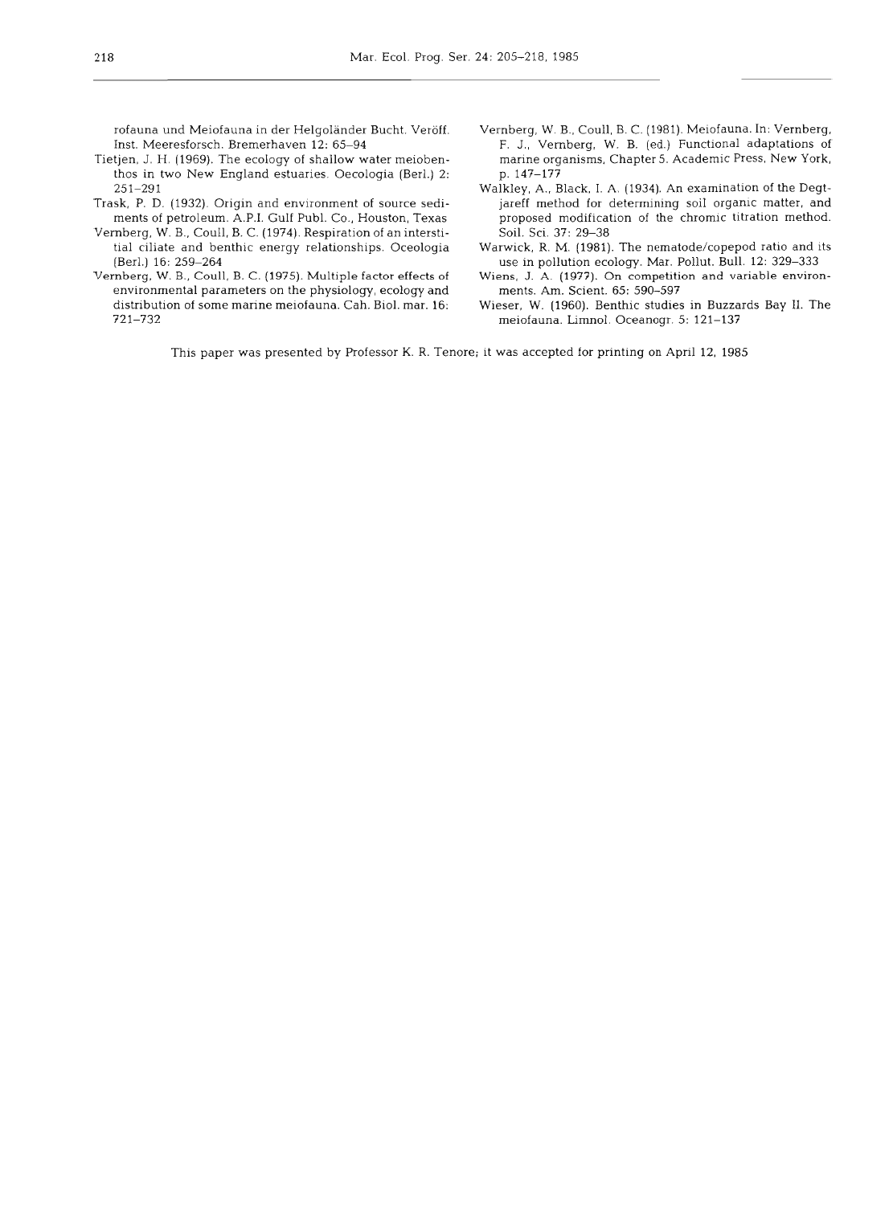rofauna und Meiofauna in der Helgoländer Bucht. Veröff. Inst. Meeresforsch. Bremerhaven 12: 65–94

Tietjen, J. H. (1969). The ecology of shallow water meiobenthos in two New England estuaries. Oecologia (Berl.) 2: 251–291

Trask, P. D. (1932). Origin and environment of source sediments of petroleum. A.P.I. Gulf Publ. Co., Houston, Texas

Vernberg, W. B., Coull, B. C. (1974). Respiration of an interstitial ciliate and benthic energy relationships. Oceologia (Berl.) 16: 259–264

Vernberg, W. B., Coull, B. C. (1975). Multiple factor effects of environmental parameters on the physiology, ecology and distribution of some marine meiofauna. Cah. Biol. mar. 16: 721–732

Vernberg, W. B., Coull, B. C. (1981). Meiofauna. In: Vernberg, F. J., Vernberg, W. B. (ed.) Functional adaptations of marine organisms, Chapter 5. Academic Press, New York, p. 147–177

Walkley, A., Black, I. A. (1934). An examination of the Degtjareff method for determining soil organic matter, and proposed modification of the chromic titration method. Soil. Sci. 37: 29–38

Warwick, R. M. (1981). The nematode/copepod ratio and its use in pollution ecology. Mar. Pollut. Bull. 12: 329–333

Wiens, J. A. (1977). On competition and variable environments. Am. Scient. 65: 590–597

Wieser, W. (1960). Benthic studies in Buzzards Bay II. The meiofauna. Limnol. Oceanogr. 5: 121–137

This paper was presented by Professor K. R. Tenore; it was accepted for printing on April 12, 1985